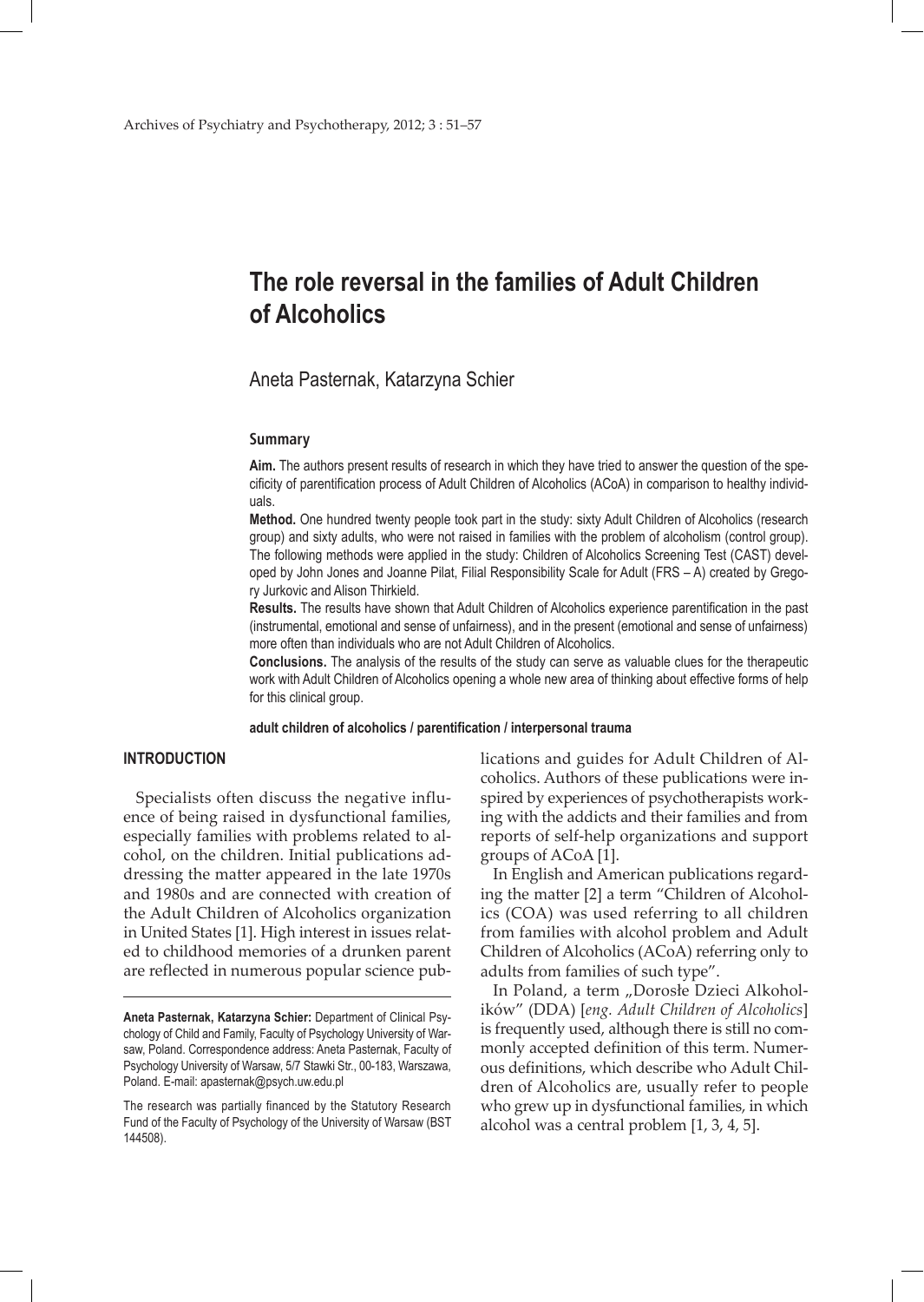# The role reversal in the families of Adult Children of Alcoholics

Aneta Pasternak, Katarzyna Schier

## Summary

**Aim.** The authors present results of research in which they have tried to answer the question of the specificity of parentification process of Adult Children of Alcoholics (ACoA) in comparison to healthy individuals.

**Method.** One hundred twenty people took part in the study: sixty Adult Children of Alcoholics (research group) and sixty adults, who were not raised in families with the problem of alcoholism (control group). The following methods were applied in the study: Children of Alcoholics Screening Test (CAST) developed by John Jones and Joanne Pilat, Filial Responsibility Scale for Adult (FRS – A) created by Gregory Jurkovic and Alison Thirkield.

**Results.** The results have shown that Adult Children of Alcoholics experience parentification in the past (instrumental, emotional and sense of unfairness), and in the present (emotional and sense of unfairness) more often than individuals who are not Adult Children of Alcoholics.

**Conclusions.** The analysis of the results of the study can serve as valuable clues for the therapeutic work with Adult Children of Alcoholics opening a whole new area of thinking about effective forms of help for this clinical group.

**adult children of alcoholics / parentification / interpersonal trauma**

## INTRODUCTION

Specialists often discuss the negative influence of being raised in dysfunctional families, especially families with problems related to alcohol, on the children. Initial publications addressing the matter appeared in the late 1970s and 1980s and are connected with creation of the Adult Children of Alcoholics organization in United States [1]. High interest in issues related to childhood memories of a drunken parent are reflected in numerous popular science publications and guides for Adult Children of Alcoholics. Authors of these publications were inspired by experiences of psychotherapists working with the addicts and their families and from reports of self-help organizations and support groups of ACoA [1].

In English and American publications regarding the matter [2] a term "Children of Alcoholics (COA) was used referring to all children from families with alcohol problem and Adult Children of Alcoholics (ACoA) referring only to adults from families of such type".

In Poland, a term „Dorosłe Dzieci Alkoholików" (DDA) [*eng. Adult Children of Alcoholics*] is frequently used, although there is still no commonly accepted definition of this term. Numerous definitions, which describe who Adult Children of Alcoholics are, usually refer to people who grew up in dysfunctional families, in which alcohol was a central problem [1, 3, 4, 5].

---

**Aneta Pasternak, Katarzyna Schier:** Department of Clinical Psychology of Child and Family, Faculty of Psychology University of Warsaw, Poland. Correspondence address: Aneta Pasternak, Faculty of Psychology University of Warsaw, 5/7 Stawki Str., 00-183, Warszawa, Poland. E-mail: apasternak@psych.uw.edu.pl

The research was partially financed by the Statutory Research Fund of the Faculty of Psychology of the University of Warsaw (BST 144508).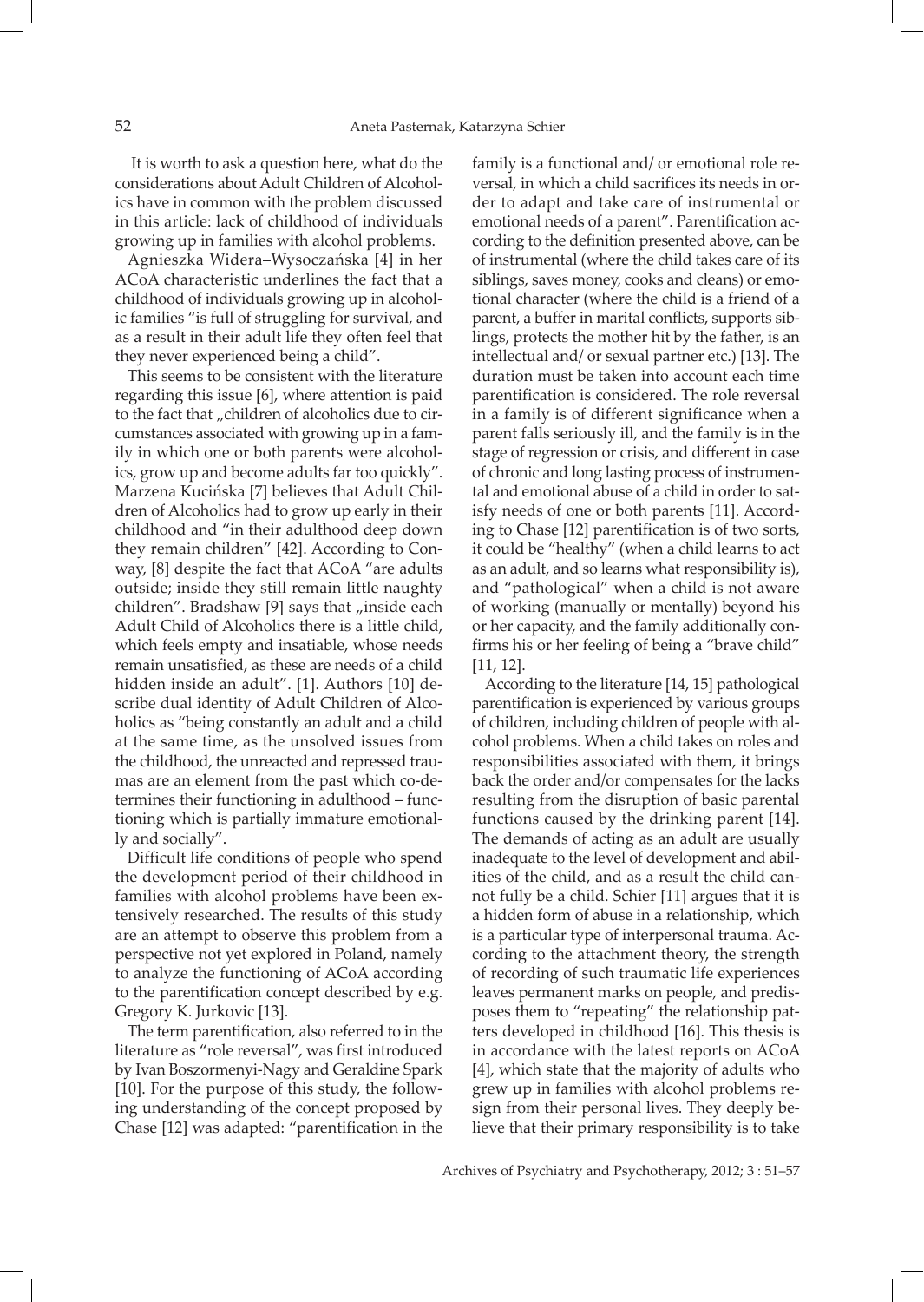It is worth to ask a question here, what do the considerations about Adult Children of Alcoholics have in common with the problem discussed in this article: lack of childhood of individuals growing up in families with alcohol problems.

Agnieszka Widera–Wysoczańska [4] in her ACoA characteristic underlines the fact that a childhood of individuals growing up in alcoholic families "is full of struggling for survival, and as a result in their adult life they often feel that they never experienced being a child".

This seems to be consistent with the literature regarding this issue [6], where attention is paid to the fact that „children of alcoholics due to circumstances associated with growing up in a family in which one or both parents were alcoholics, grow up and become adults far too quickly". Marzena Kucińska [7] believes that Adult Children of Alcoholics had to grow up early in their childhood and "in their adulthood deep down they remain children" [42]. According to Conway, [8] despite the fact that ACoA "are adults outside; inside they still remain little naughty children". Bradshaw [9] says that „inside each Adult Child of Alcoholics there is a little child, which feels empty and insatiable, whose needs remain unsatisfied, as these are needs of a child hidden inside an adult". [1]. Authors [10] describe dual identity of Adult Children of Alcoholics as "being constantly an adult and a child at the same time, as the unsolved issues from the childhood, the unreacted and repressed traumas are an element from the past which co-determines their functioning in adulthood – functioning which is partially immature emotionally and socially".

Difficult life conditions of people who spend the development period of their childhood in families with alcohol problems have been extensively researched. The results of this study are an attempt to observe this problem from a perspective not yet explored in Poland, namely to analyze the functioning of ACoA according to the parentification concept described by e.g. Gregory K. Jurkovic [13].

The term parentification, also referred to in the literature as "role reversal", was first introduced by Ivan Boszormenyi-Nagy and Geraldine Spark [10]. For the purpose of this study, the following understanding of the concept proposed by Chase [12] was adapted: "parentification in the family is a functional and/ or emotional role reversal, in which a child sacrifices its needs in order to adapt and take care of instrumental or emotional needs of a parent". Parentification according to the definition presented above, can be of instrumental (where the child takes care of its siblings, saves money, cooks and cleans) or emotional character (where the child is a friend of a parent, a buffer in marital conflicts, supports siblings, protects the mother hit by the father, is an intellectual and/ or sexual partner etc.) [13]. The duration must be taken into account each time parentification is considered. The role reversal in a family is of different significance when a parent falls seriously ill, and the family is in the stage of regression or crisis, and different in case of chronic and long lasting process of instrumental and emotional abuse of a child in order to satisfy needs of one or both parents [11]. According to Chase [12] parentification is of two sorts, it could be "healthy" (when a child learns to act as an adult, and so learns what responsibility is), and "pathological" when a child is not aware of working (manually or mentally) beyond his or her capacity, and the family additionally confirms his or her feeling of being a "brave child" [11, 12].

According to the literature [14, 15] pathological parentification is experienced by various groups of children, including children of people with alcohol problems. When a child takes on roles and responsibilities associated with them, it brings back the order and/or compensates for the lacks resulting from the disruption of basic parental functions caused by the drinking parent [14]. The demands of acting as an adult are usually inadequate to the level of development and abilities of the child, and as a result the child cannot fully be a child. Schier [11] argues that it is a hidden form of abuse in a relationship, which is a particular type of interpersonal trauma. According to the attachment theory, the strength of recording of such traumatic life experiences leaves permanent marks on people, and predisposes them to "repeating" the relationship patters developed in childhood [16]. This thesis is in accordance with the latest reports on ACoA [4], which state that the majority of adults who grew up in families with alcohol problems resign from their personal lives. They deeply believe that their primary responsibility is to take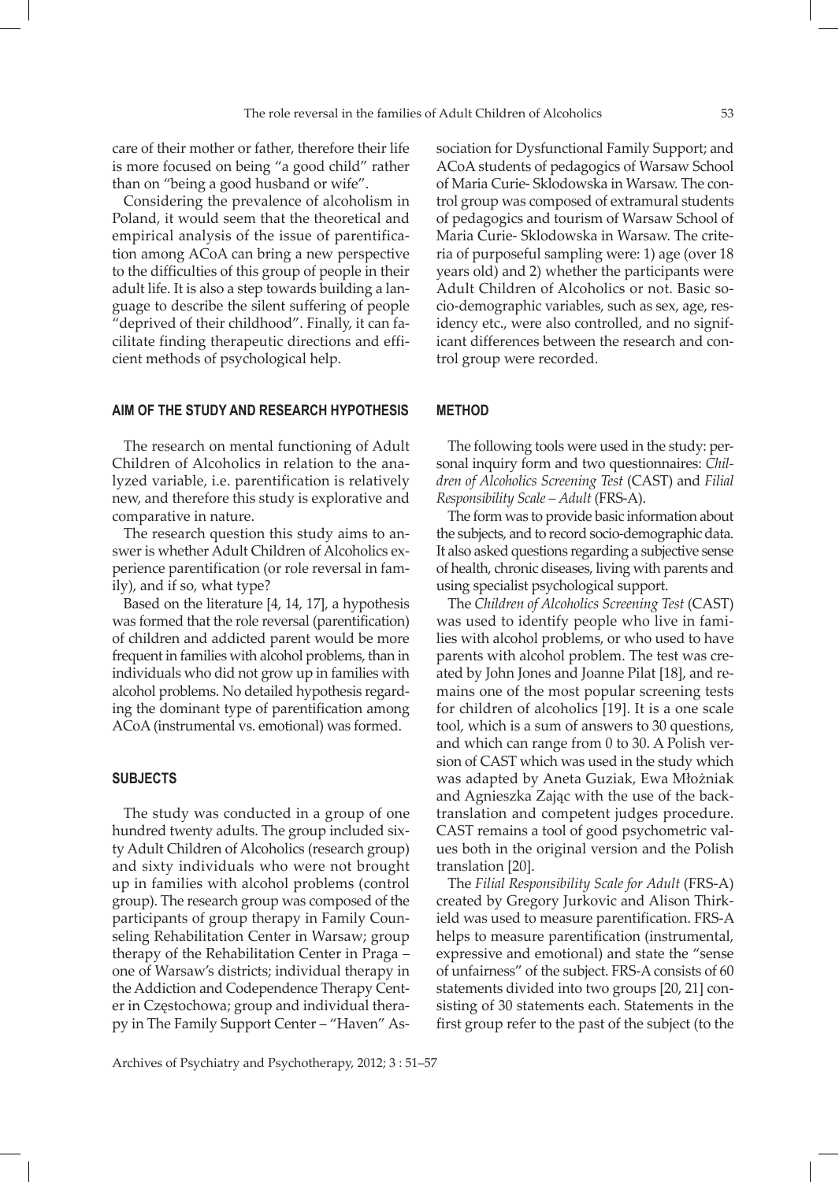care of their mother or father, therefore their life is more focused on being "a good child" rather than on "being a good husband or wife".

Considering the prevalence of alcoholism in Poland, it would seem that the theoretical and empirical analysis of the issue of parentification among ACoA can bring a new perspective to the difficulties of this group of people in their adult life. It is also a step towards building a language to describe the silent suffering of people "deprived of their childhood". Finally, it can facilitate finding therapeutic directions and efficient methods of psychological help.

## AIM OF THE STUDY AND RESEARCH HYPOTHESIS

The research on mental functioning of Adult Children of Alcoholics in relation to the analyzed variable, i.e. parentification is relatively new, and therefore this study is explorative and comparative in nature.

The research question this study aims to answer is whether Adult Children of Alcoholics experience parentification (or role reversal in family), and if so, what type?

Based on the literature [4, 14, 17], a hypothesis was formed that the role reversal (parentification) of children and addicted parent would be more frequent in families with alcohol problems, than in individuals who did not grow up in families with alcohol problems. No detailed hypothesis regarding the dominant type of parentification among ACoA (instrumental vs. emotional) was formed.

## SUBJECTS

The study was conducted in a group of one hundred twenty adults. The group included sixty Adult Children of Alcoholics (research group) and sixty individuals who were not brought up in families with alcohol problems (control group). The research group was composed of the participants of group therapy in Family Counseling Rehabilitation Center in Warsaw; group therapy of the Rehabilitation Center in Praga – one of Warsaw's districts; individual therapy in the Addiction and Codependence Therapy Center in Częstochowa; group and individual therapy in The Family Support Center – "Haven" Association for Dysfunctional Family Support; and ACoA students of pedagogics of Warsaw School of Maria Curie- Sklodowska in Warsaw. The control group was composed of extramural students of pedagogics and tourism of Warsaw School of Maria Curie- Sklodowska in Warsaw. The criteria of purposeful sampling were: 1) age (over 18 years old) and 2) whether the participants were Adult Children of Alcoholics or not. Basic socio-demographic variables, such as sex, age, residency etc., were also controlled, and no significant differences between the research and control group were recorded.

## METHOD

The following tools were used in the study: personal inquiry form and two questionnaires: *Children of Alcoholics Screening Test* (CAST) and *Filial Responsibility Scale – Adult* (FRS-A).

The form was to provide basic information about the subjects, and to record socio-demographic data. It also asked questions regarding a subjective sense of health, chronic diseases, living with parents and using specialist psychological support.

The *Children of Alcoholics Screening Test* (CAST) was used to identify people who live in families with alcohol problems, or who used to have parents with alcohol problem. The test was created by John Jones and Joanne Pilat [18], and remains one of the most popular screening tests for children of alcoholics [19]. It is a one scale tool, which is a sum of answers to 30 questions, and which can range from 0 to 30. A Polish version of CAST which was used in the study which was adapted by Aneta Guziak, Ewa Młożniak and Agnieszka Zając with the use of the back-translation and competent judges procedure. CAST remains a tool of good psychometric values both in the original version and the Polish translation [20].

The *Filial Responsibility Scale for Adult* (FRS-A) created by Gregory Jurkovic and Alison Thirkield was used to measure parentification. FRS-A helps to measure parentification (instrumental, expressive and emotional) and state the "sense of unfairness" of the subject. FRS-A consists of 60 statements divided into two groups [20, 21] consisting of 30 statements each. Statements in the first group refer to the past of the subject (to the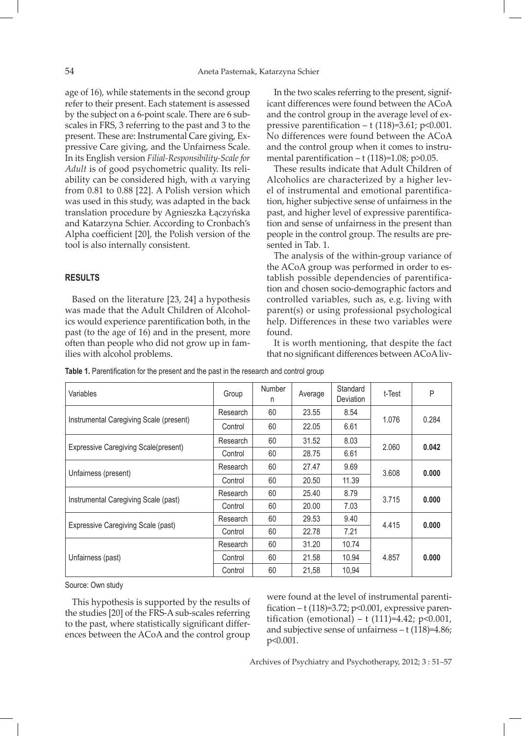age of 16), while statements in the second group refer to their present. Each statement is assessed by the subject on a 6-point scale. There are 6 subscales in FRS, 3 referring to the past and 3 to the present. These are: Instrumental Care giving, Expressive Care giving, and the Unfairness Scale. In its English version *Filial-Responsibility-Scale for Adult* is of good psychometric quality. Its reliability can be considered high, with $\alpha$ varying from 0.81 to 0.88 [22]. A Polish version which was used in this study, was adapted in the back translation procedure by Agnieszka Łączyńska and Katarzyna Schier. According to Cronbach's Alpha coefficient [20], the Polish version of the tool is also internally consistent.

## RESULTS

Based on the literature [23, 24] a hypothesis was made that the Adult Children of Alcoholics would experience parentification both, in the past (to the age of 16) and in the present, more often than people who did not grow up in families with alcohol problems.

This hypothesis is supported by the results of the studies [20] of the FRS-A sub-scales referring to the past, where statistically significant differences between the ACoA and the control group were found at the level of instrumental parentification – $t(118)=3.72$; $p<0.001$, expressive parentification (emotional) – $t(111)=4.42$; $p<0.001$, and subjective sense of unfairness – $t(118)=4.86$; $p<0.001$.

In the two scales referring to the present, significant differences were found between the ACoA and the control group in the average level of expressive parentification – $t(118)=3.61$; $p<0.001$. No differences were found between the ACoA and the control group when it comes to instrumental parentification – $t(118)=1.08$; $p>0.05$.

These results indicate that Adult Children of Alcoholics are characterized by a higher level of instrumental and emotional parentification, higher subjective sense of unfairness in the past, and higher level of expressive parentification and sense of unfairness in the present than people in the control group. The results are presented in Tab. 1.

The analysis of the within-group variance of the ACoA group was performed in order to establish possible dependencies of parentification and chosen socio-demographic factors and controlled variables, such as, e.g. living with parent(s) or using professional psychological help. Differences in these two variables were found.

It is worth mentioning, that despite the fact that no significant differences between ACoA liv-

**Table 1.** Parentification for the present and the past in the research and control group

| Variables | Group | Number n | Average | Standard Deviation | t-Test | P |
|---|---|---|---|---|---|---|
| Instrumental Caregiving Scale (present) | Research | 60 | 23.55 | 8.54 | 1.076 | 0.284 |
| | Control | 60 | 22.05 | 6.61 | | |
| Expressive Caregiving Scale(present) | Research | 60 | 31.52 | 8.03 | 2.060 | **0.042** |
| | Control | 60 | 28.75 | 6.61 | | |
| Unfairness (present) | Research | 60 | 27.47 | 9.69 | 3.608 | **0.000** |
| | Control | 60 | 20.50 | 11.39 | | |
| Instrumental Caregiving Scale (past) | Research | 60 | 25.40 | 8.79 | 3.715 | **0.000** |
| | Control | 60 | 20.00 | 7.03 | | |
| Expressive Caregiving Scale (past) | Research | 60 | 29.53 | 9.40 | 4.415 | **0.000** |
| | Control | 60 | 22.78 | 7.21 | | |
| Unfairness (past) | Research | 60 | 31.20 | 10.74 | 4.857 | **0.000** |
| | Control | 60 | 21.58 | 10.94 | | |
| | Control | 60 | 21,58 | 10,94 | | |

Source: Own study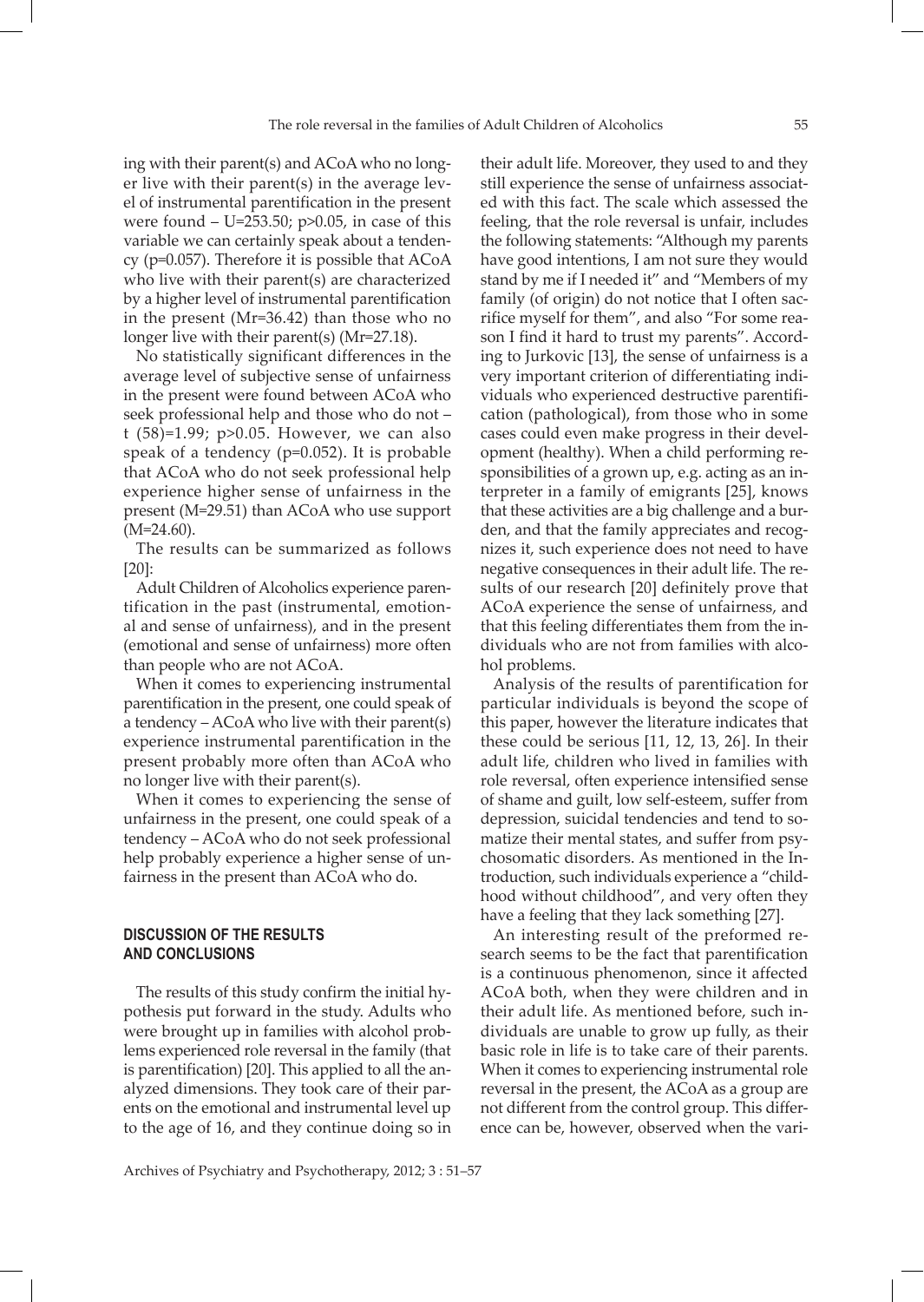ing with their parent(s) and ACoA who no longer live with their parent(s) in the average level of instrumental parentification in the present were found – $U=253.50$; $p>0.05$, in case of this variable we can certainly speak about a tendency ($p=0.057$). Therefore it is possible that ACoA who live with their parent(s) are characterized by a higher level of instrumental parentification in the present ($Mr=36.42$) than those who no longer live with their parent(s) ($Mr=27.18$).

No statistically significant differences in the average level of subjective sense of unfairness in the present were found between ACoA who seek professional help and those who do not – $t(58)=1.99$; $p>0.05$. However, we can also speak of a tendency ($p=0.052$). It is probable that ACoA who do not seek professional help experience higher sense of unfairness in the present ($M=29.51$) than ACoA who use support ($M=24.60$).

The results can be summarized as follows [20]:

Adult Children of Alcoholics experience parentification in the past (instrumental, emotional and sense of unfairness), and in the present (emotional and sense of unfairness) more often than people who are not ACoA.

When it comes to experiencing instrumental parentification in the present, one could speak of a tendency – ACoA who live with their parent(s) experience instrumental parentification in the present probably more often than ACoA who no longer live with their parent(s).

When it comes to experiencing the sense of unfairness in the present, one could speak of a tendency – ACoA who do not seek professional help probably experience a higher sense of unfairness in the present than ACoA who do.

## DISCUSSION OF THE RESULTS AND CONCLUSIONS

The results of this study confirm the initial hypothesis put forward in the study. Adults who were brought up in families with alcohol problems experienced role reversal in the family (that is parentification) [20]. This applied to all the analyzed dimensions. They took care of their parents on the emotional and instrumental level up to the age of 16, and they continue doing so in their adult life. Moreover, they used to and they still experience the sense of unfairness associated with this fact. The scale which assessed the feeling, that the role reversal is unfair, includes the following statements: "Although my parents have good intentions, I am not sure they would stand by me if I needed it" and "Members of my family (of origin) do not notice that I often sacrifice myself for them", and also "For some reason I find it hard to trust my parents". According to Jurkovic [13], the sense of unfairness is a very important criterion of differentiating individuals who experienced destructive parentification (pathological), from those who in some cases could even make progress in their development (healthy). When a child performing responsibilities of a grown up, e.g. acting as an interpreter in a family of emigrants [25], knows that these activities are a big challenge and a burden, and that the family appreciates and recognizes it, such experience does not need to have negative consequences in their adult life. The results of our research [20] definitely prove that ACoA experience the sense of unfairness, and that this feeling differentiates them from the individuals who are not from families with alcohol problems.

Analysis of the results of parentification for particular individuals is beyond the scope of this paper, however the literature indicates that these could be serious [11, 12, 13, 26]. In their adult life, children who lived in families with role reversal, often experience intensified sense of shame and guilt, low self-esteem, suffer from depression, suicidal tendencies and tend to somatize their mental states, and suffer from psychosomatic disorders. As mentioned in the Introduction, such individuals experience a "childhood without childhood", and very often they have a feeling that they lack something [27].

An interesting result of the preformed research seems to be the fact that parentification is a continuous phenomenon, since it affected ACoA both, when they were children and in their adult life. As mentioned before, such individuals are unable to grow up fully, as their basic role in life is to take care of their parents. When it comes to experiencing instrumental role reversal in the present, the ACoA as a group are not different from the control group. This difference can be, however, observed when the vari-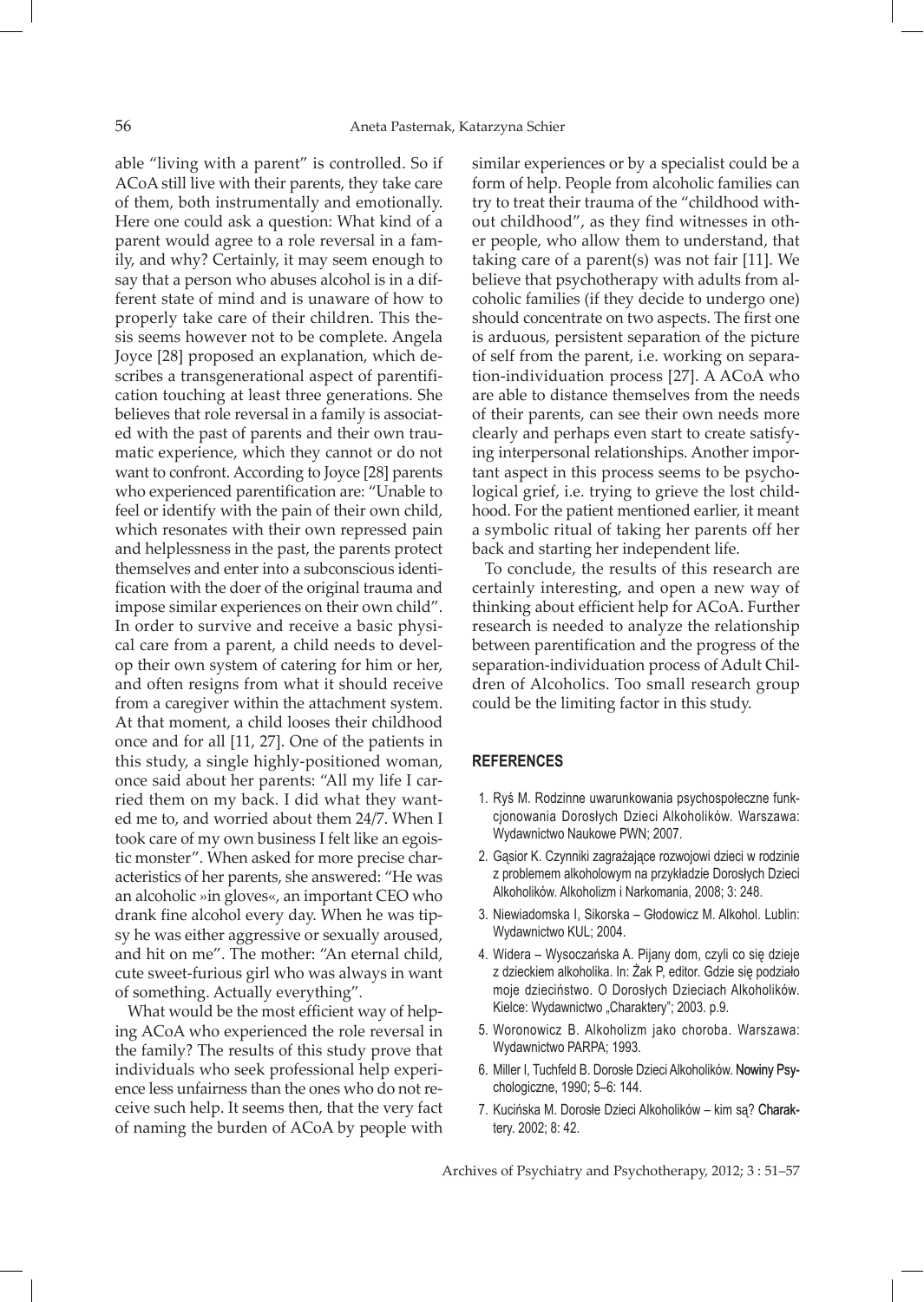able "living with a parent" is controlled. So if ACoA still live with their parents, they take care of them, both instrumentally and emotionally. Here one could ask a question: What kind of a parent would agree to a role reversal in a family, and why? Certainly, it may seem enough to say that a person who abuses alcohol is in a different state of mind and is unaware of how to properly take care of their children. This thesis seems however not to be complete. Angela Joyce [28] proposed an explanation, which describes a transgenerational aspect of parentification touching at least three generations. She believes that role reversal in a family is associated with the past of parents and their own traumatic experience, which they cannot or do not want to confront. According to Joyce [28] parents who experienced parentification are: "Unable to feel or identify with the pain of their own child, which resonates with their own repressed pain and helplessness in the past, the parents protect themselves and enter into a subconscious identification with the doer of the original trauma and impose similar experiences on their own child". In order to survive and receive a basic physical care from a parent, a child needs to develop their own system of catering for him or her, and often resigns from what it should receive from a caregiver within the attachment system. At that moment, a child looses their childhood once and for all [11, 27]. One of the patients in this study, a single highly-positioned woman, once said about her parents: "All my life I carried them on my back. I did what they wanted me to, and worried about them 24/7. When I took care of my own business I felt like an egoistic monster". When asked for more precise characteristics of her parents, she answered: "He was an alcoholic »in gloves«, an important CEO who drank fine alcohol every day. When he was tipsy he was either aggressive or sexually aroused, and hit on me". The mother: "An eternal child, cute sweet-furious girl who was always in want of something. Actually everything".

What would be the most efficient way of helping ACoA who experienced the role reversal in the family? The results of this study prove that individuals who seek professional help experience less unfairness than the ones who do not receive such help. It seems then, that the very fact of naming the burden of ACoA by people with similar experiences or by a specialist could be a form of help. People from alcoholic families can try to treat their trauma of the "childhood without childhood", as they find witnesses in other people, who allow them to understand, that taking care of a parent(s) was not fair [11]. We believe that psychotherapy with adults from alcoholic families (if they decide to undergo one) should concentrate on two aspects. The first one is arduous, persistent separation of the picture of self from the parent, i.e. working on separation-individuation process [27]. A ACoA who are able to distance themselves from the needs of their parents, can see their own needs more clearly and perhaps even start to create satisfying interpersonal relationships. Another important aspect in this process seems to be psychological grief, i.e. trying to grieve the lost childhood. For the patient mentioned earlier, it meant a symbolic ritual of taking her parents off her back and starting her independent life.

To conclude, the results of this research are certainly interesting, and open a new way of thinking about efficient help for ACoA. Further research is needed to analyze the relationship between parentification and the progress of the separation-individuation process of Adult Children of Alcoholics. Too small research group could be the limiting factor in this study.

## REFERENCES

1. Ryś M. Rodzinne uwarunkowania psychospołeczne funkcjonowania Dorosłych Dzieci Alkoholików. Warszawa: Wydawnictwo Naukowe PWN; 2007.
2. Gąsior K. Czynniki zagrażające rozwojowi dzieci w rodzinie z problemem alkoholowym na przykładzie Dorosłych Dzieci Alkoholików. Alkoholizm i Narkomania, 2008; 3: 248.
3. Niewiadomska I, Sikorska – Głodowicz M. Alkohol. Lublin: Wydawnictwo KUL; 2004.
4. Widera – Wysoczańska A. Pijany dom, czyli co się dzieje z dzieckiem alkoholika. In: Żak P, editor. Gdzie się podziało moje dzieciństwo. O Dorosłych Dzieciach Alkoholików. Kielce: Wydawnictwo „Charaktery"; 2003. p.9.
5. Woronowicz B. Alkoholizm jako choroba. Warszawa: Wydawnictwo PARPA; 1993.
6. Miller I, Tuchfeld B. Dorosłe Dzieci Alkoholików. Nowiny Psychologiczne, 1990; 5–6: 144.
7. Kucińska M. Dorosłe Dzieci Alkoholików – kim są? Charaktery. 2002; 8: 42.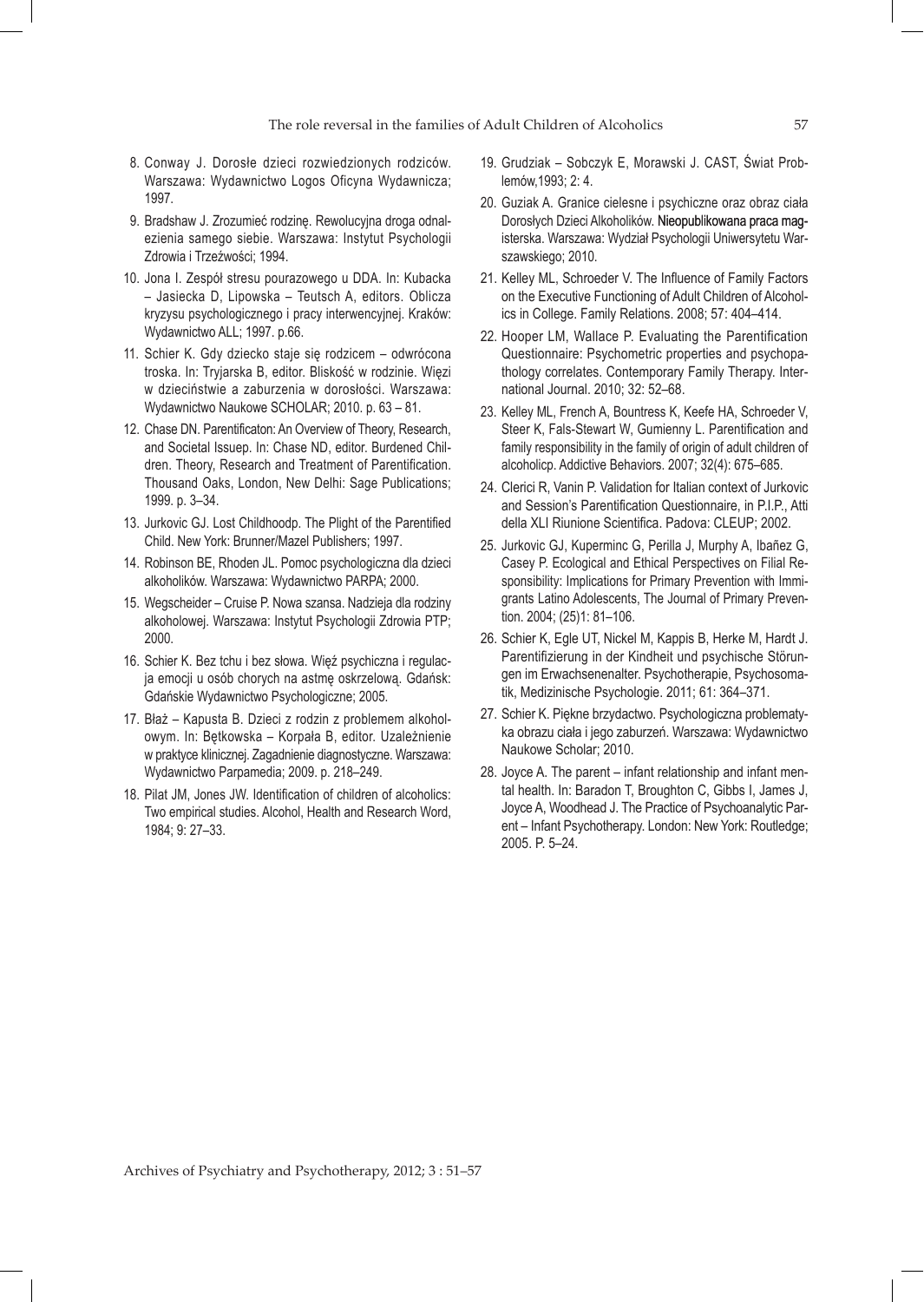8. Conway J. Dorosłe dzieci rozwiedzionych rodziców. Warszawa: Wydawnictwo Logos Oficyna Wydawnicza; 1997.
9. Bradshaw J. Zrozumieć rodzinę. Rewolucyjna droga odnalezienia samego siebie. Warszawa: Instytut Psychologii Zdrowia i Trzeźwości; 1994.
10. Jona I. Zespół stresu pourazowego u DDA. In: Kubacka – Jasiecka D, Lipowska – Teutsch A, editors. Oblicza kryzysu psychologicznego i pracy interwencyjnej. Kraków: Wydawnictwo ALL; 1997. p.66.
11. Schier K. Gdy dziecko staje się rodzicem – odwrócona troska. In: Tryjarska B, editor. Bliskość w rodzinie. Więzi w dzieciństwie a zaburzenia w dorosłości. Warszawa: Wydawnictwo Naukowe SCHOLAR; 2010. p. 63 – 81.
12. Chase DN. Parentificaton: An Overview of Theory, Research, and Societal Issuep. In: Chase ND, editor. Burdened Children. Theory, Research and Treatment of Parentification. Thousand Oaks, London, New Delhi: Sage Publications; 1999. p. 3–34.
13. Jurkovic GJ. Lost Childhoodp. The Plight of the Parentified Child. New York: Brunner/Mazel Publishers; 1997.
14. Robinson BE, Rhoden JL. Pomoc psychologiczna dla dzieci alkoholików. Warszawa: Wydawnictwo PARPA; 2000.
15. Wegscheider – Cruise P. Nowa szansa. Nadzieja dla rodziny alkoholowej. Warszawa: Instytut Psychologii Zdrowia PTP; 2000.
16. Schier K. Bez tchu i bez słowa. Więź psychiczna i regulacja emocji u osób chorych na astmę oskrzelową. Gdańsk: Gdańskie Wydawnictwo Psychologiczne; 2005.
17. Błaż – Kapusta B. Dzieci z rodzin z problemem alkoholowym. In: Bętkowska – Korpała B, editor. Uzależnienie w praktyce klinicznej. Zagadnienie diagnostyczne. Warszawa: Wydawnictwo Parpamedia; 2009. p. 218–249.
18. Pilat JM, Jones JW. Identification of children of alcoholics: Two empirical studies. Alcohol, Health and Research Word, 1984; 9: 27–33.
19. Grudziak – Sobczyk E, Morawski J. CAST, Świat Problemów,1993; 2: 4.
20. Guziak A. Granice cielesne i psychiczne oraz obraz ciała Dorosłych Dzieci Alkoholików. Nieopublikowana praca magisterska. Warszawa: Wydział Psychologii Uniwersytetu Warszawskiego; 2010.
21. Kelley ML, Schroeder V. The Influence of Family Factors on the Executive Functioning of Adult Children of Alcoholics in College. Family Relations. 2008; 57: 404–414.
22. Hooper LM, Wallace P. Evaluating the Parentification Questionnaire: Psychometric properties and psychopathology correlates. Contemporary Family Therapy. International Journal. 2010; 32: 52–68.
23. Kelley ML, French A, Bountress K, Keefe HA, Schroeder V, Steer K, Fals-Stewart W, Gumienny L. Parentification and family responsibility in the family of origin of adult children of alcoholicp. Addictive Behaviors. 2007; 32(4): 675–685.
24. Clerici R, Vanin P. Validation for Italian context of Jurkovic and Session's Parentification Questionnaire, in P.I.P., Atti della XLI Riunione Scientifica. Padova: CLEUP; 2002.
25. Jurkovic GJ, Kuperminc G, Perilla J, Murphy A, Ibañez G, Casey P. Ecological and Ethical Perspectives on Filial Responsibility: Implications for Primary Prevention with Immigrants Latino Adolescents, The Journal of Primary Prevention. 2004; (25)1: 81–106.
26. Schier K, Egle UT, Nickel M, Kappis B, Herke M, Hardt J. Parentifizierung in der Kindheit und psychische Störungen im Erwachsenenalter. Psychotherapie, Psychosomatik, Medizinische Psychologie. 2011; 61: 364–371.
27. Schier K. Piękne brzydactwo. Psychologiczna problematyka obrazu ciała i jego zaburzeń. Warszawa: Wydawnictwo Naukowe Scholar; 2010.
28. Joyce A. The parent – infant relationship and infant mental health. In: Baradon T, Broughton C, Gibbs I, James J, Joyce A, Woodhead J. The Practice of Psychoanalytic Parent – Infant Psychotherapy. London: New York: Routledge; 2005. P. 5–24.